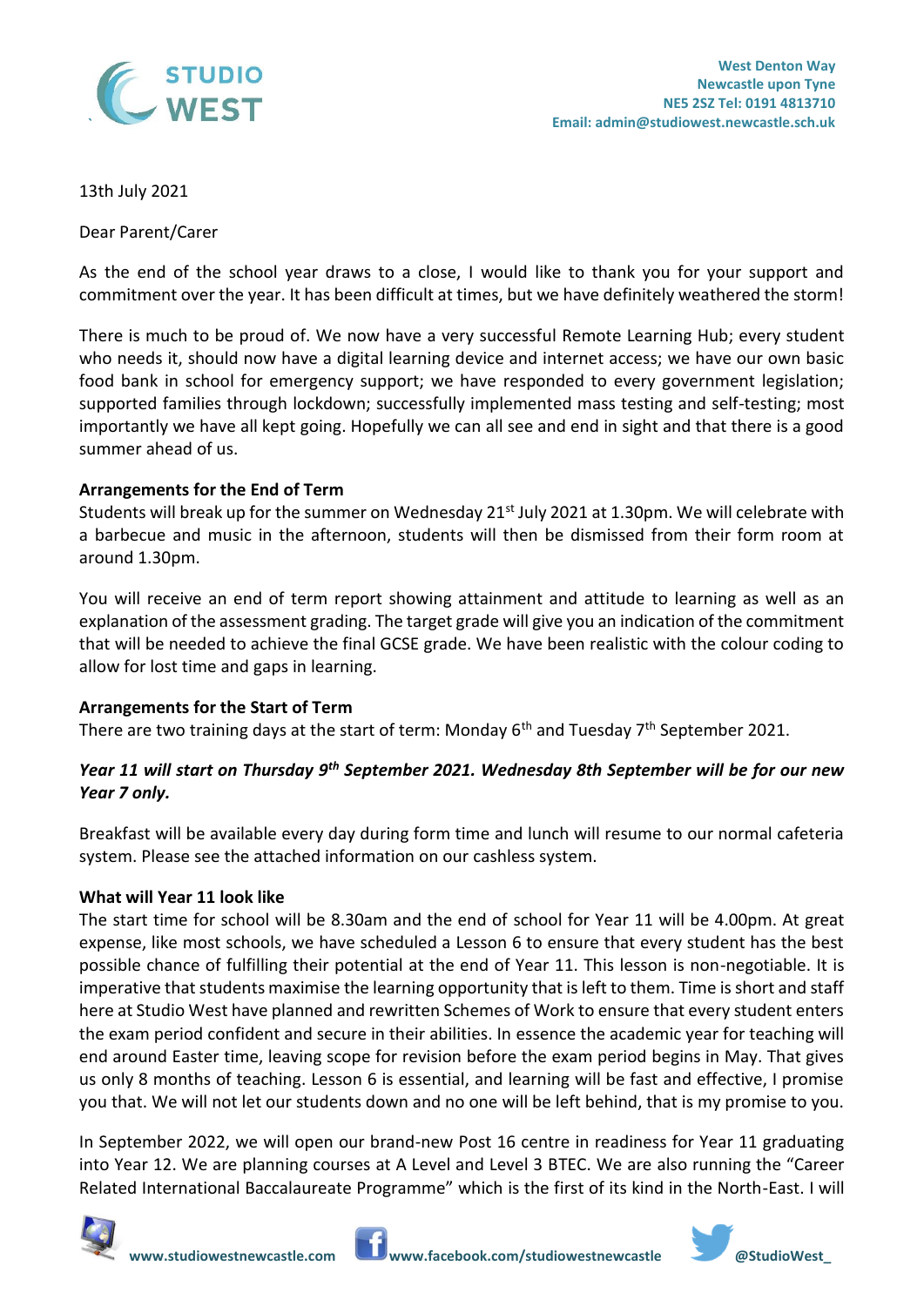STUDIO WEST

West Denton Way
Newcastle upon Tyne
NE5 2SZ Tel: 0191 4813710
Email: admin@studiowest.newcastle.sch.uk

13th July 2021

Dear Parent/Carer

As the end of the school year draws to a close, I would like to thank you for your support and commitment over the year. It has been difficult at times, but we have definitely weathered the storm!

There is much to be proud of. We now have a very successful Remote Learning Hub; every student who needs it, should now have a digital learning device and internet access; we have our own basic food bank in school for emergency support; we have responded to every government legislation; supported families through lockdown; successfully implemented mass testing and self-testing; most importantly we have all kept going. Hopefully we can all see and end in sight and that there is a good summer ahead of us.

**Arrangements for the End of Term**

Students will break up for the summer on Wednesday 21st July 2021 at 1.30pm. We will celebrate with a barbecue and music in the afternoon, students will then be dismissed from their form room at around 1.30pm.

You will receive an end of term report showing attainment and attitude to learning as well as an explanation of the assessment grading. The target grade will give you an indication of the commitment that will be needed to achieve the final GCSE grade. We have been realistic with the colour coding to allow for lost time and gaps in learning.

**Arrangements for the Start of Term**

There are two training days at the start of term: Monday 6th and Tuesday 7th September 2021.

***Year 11 will start on Thursday 9th September 2021. Wednesday 8th September will be for our new Year 7 only.***

Breakfast will be available every day during form time and lunch will resume to our normal cafeteria system. Please see the attached information on our cashless system.

**What will Year 11 look like**

The start time for school will be 8.30am and the end of school for Year 11 will be 4.00pm. At great expense, like most schools, we have scheduled a Lesson 6 to ensure that every student has the best possible chance of fulfilling their potential at the end of Year 11. This lesson is non-negotiable. It is imperative that students maximise the learning opportunity that is left to them. Time is short and staff here at Studio West have planned and rewritten Schemes of Work to ensure that every student enters the exam period confident and secure in their abilities. In essence the academic year for teaching will end around Easter time, leaving scope for revision before the exam period begins in May. That gives us only 8 months of teaching. Lesson 6 is essential, and learning will be fast and effective, I promise you that. We will not let our students down and no one will be left behind, that is my promise to you.

In September 2022, we will open our brand-new Post 16 centre in readiness for Year 11 graduating into Year 12. We are planning courses at A Level and Level 3 BTEC. We are also running the "Career Related International Baccalaureate Programme" which is the first of its kind in the North-East. I will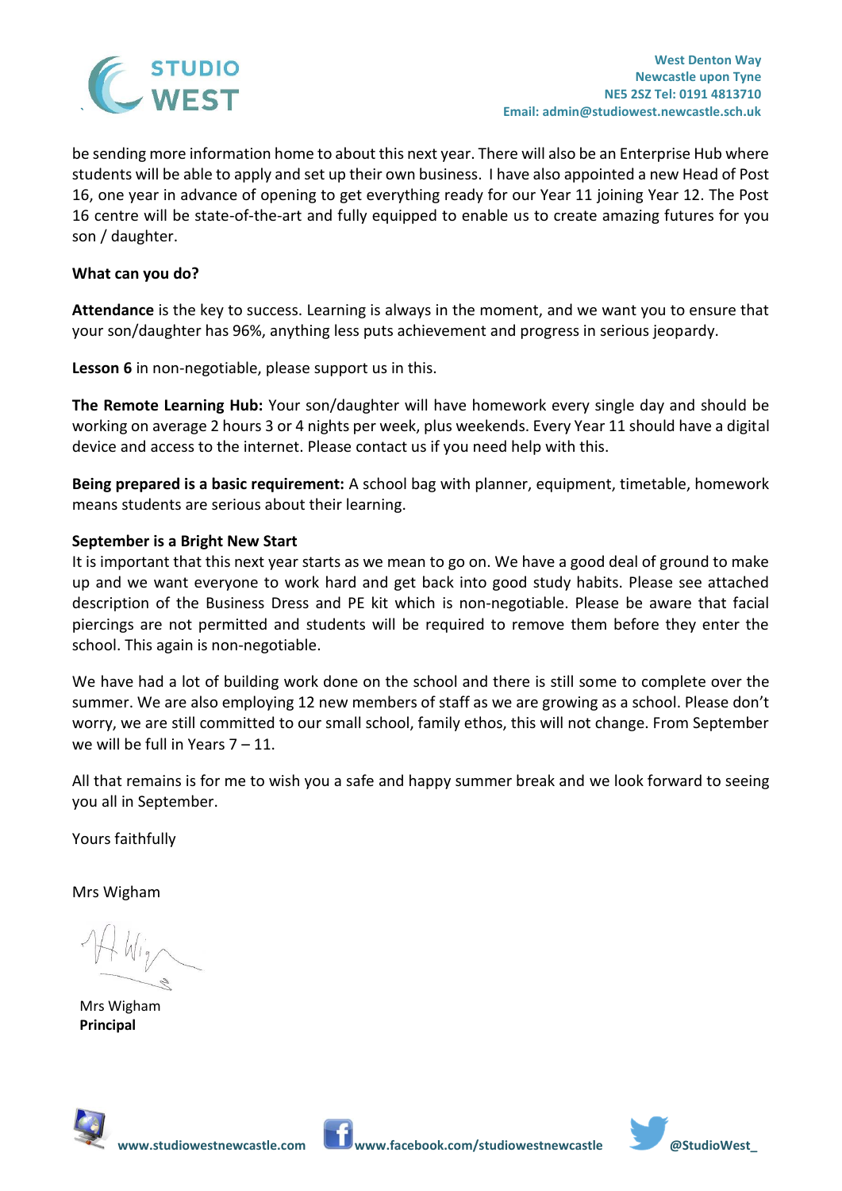be sending more information home to about this next year. There will also be an Enterprise Hub where students will be able to apply and set up their own business. I have also appointed a new Head of Post 16, one year in advance of opening to get everything ready for our Year 11 joining Year 12. The Post 16 centre will be state-of-the-art and fully equipped to enable us to create amazing futures for you son / daughter.

**What can you do?**

**Attendance** is the key to success. Learning is always in the moment, and we want you to ensure that your son/daughter has 96%, anything less puts achievement and progress in serious jeopardy.

**Lesson 6** in non-negotiable, please support us in this.

**The Remote Learning Hub:** Your son/daughter will have homework every single day and should be working on average 2 hours 3 or 4 nights per week, plus weekends. Every Year 11 should have a digital device and access to the internet. Please contact us if you need help with this.

**Being prepared is a basic requirement:** A school bag with planner, equipment, timetable, homework means students are serious about their learning.

**September is a Bright New Start**

It is important that this next year starts as we mean to go on. We have a good deal of ground to make up and we want everyone to work hard and get back into good study habits. Please see attached description of the Business Dress and PE kit which is non-negotiable. Please be aware that facial piercings are not permitted and students will be required to remove them before they enter the school. This again is non-negotiable.

We have had a lot of building work done on the school and there is still some to complete over the summer. We are also employing 12 new members of staff as we are growing as a school. Please don't worry, we are still committed to our small school, family ethos, this will not change. From September we will be full in Years 7 – 11.

All that remains is for me to wish you a safe and happy summer break and we look forward to seeing you all in September.

Yours faithfully

Mrs Wigham

Mrs Wigham
**Principal**